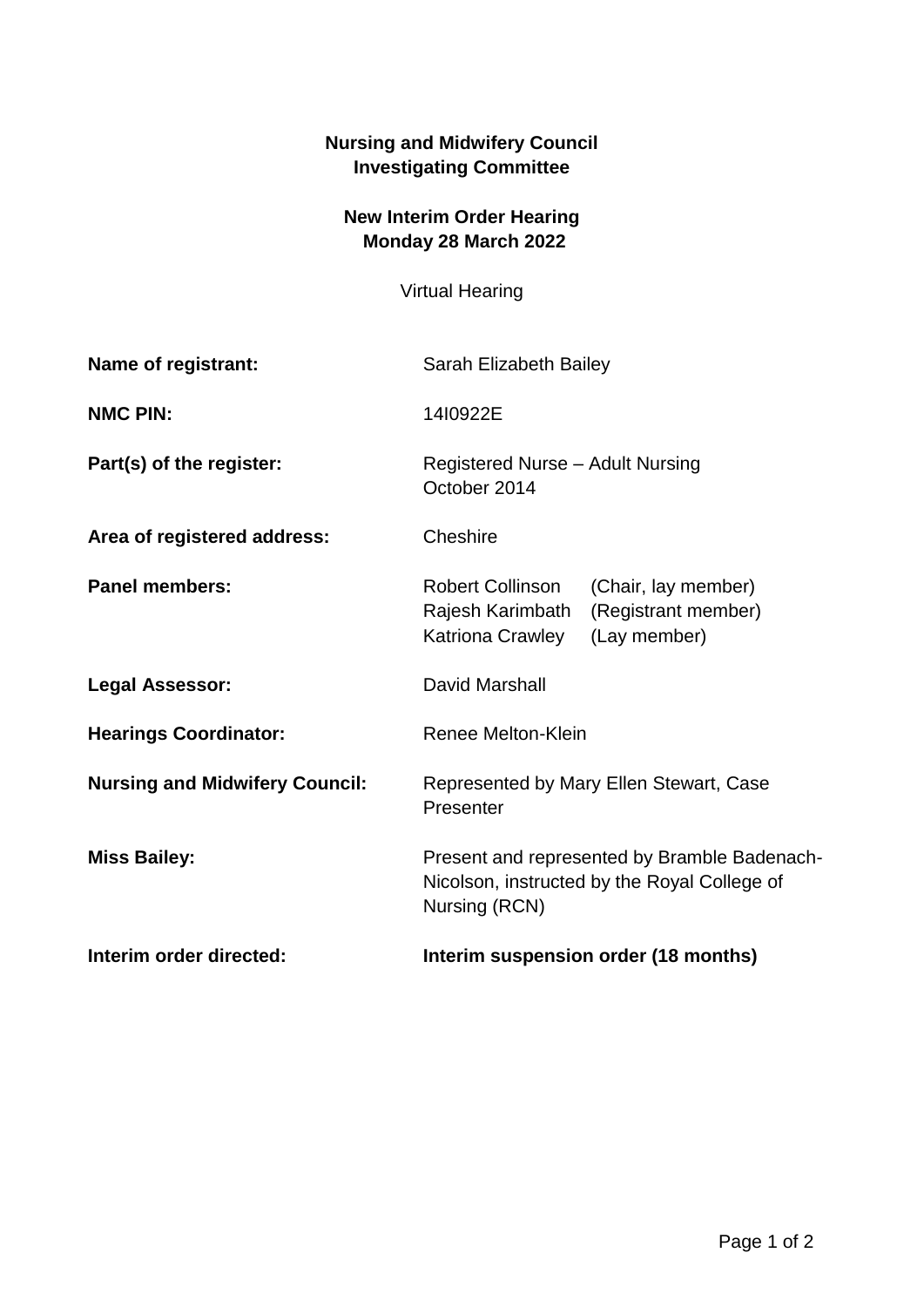**Nursing and Midwifery Council**
**Investigating Committee**

**New Interim Order Hearing**
**Monday 28 March 2022**

Virtual Hearing

| | |
|---|---|
| **Name of registrant:** | Sarah Elizabeth Bailey |
| **NMC PIN:** | 14I0922E |
| **Part(s) of the register:** | Registered Nurse – Adult Nursing<br>October 2014 |
| **Area of registered address:** | Cheshire |
| **Panel members:** | Robert Collinson (Chair, lay member)<br>Rajesh Karimbath (Registrant member)<br>Katriona Crawley (Lay member) |
| **Legal Assessor:** | David Marshall |
| **Hearings Coordinator:** | Renee Melton-Klein |
| **Nursing and Midwifery Council:** | Represented by Mary Ellen Stewart, Case Presenter |
| **Miss Bailey:** | Present and represented by Bramble Badenach-Nicolson, instructed by the Royal College of Nursing (RCN) |
| **Interim order directed:** | **Interim suspension order (18 months)** |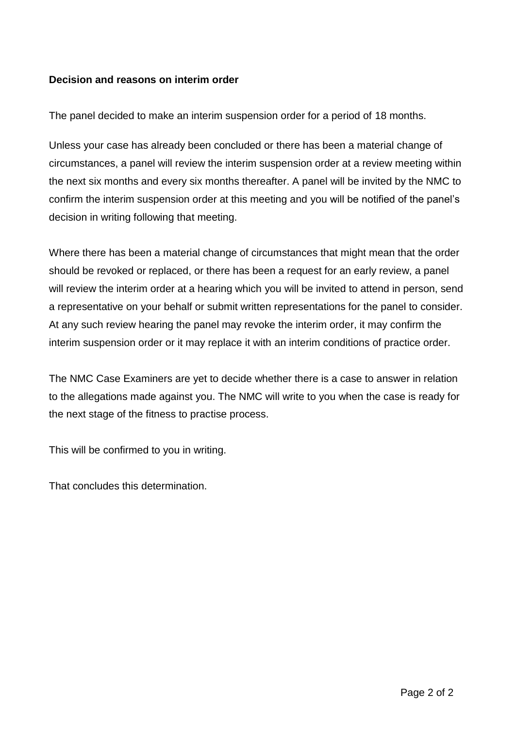**Decision and reasons on interim order**

The panel decided to make an interim suspension order for a period of 18 months.

Unless your case has already been concluded or there has been a material change of circumstances, a panel will review the interim suspension order at a review meeting within the next six months and every six months thereafter. A panel will be invited by the NMC to confirm the interim suspension order at this meeting and you will be notified of the panel's decision in writing following that meeting.

Where there has been a material change of circumstances that might mean that the order should be revoked or replaced, or there has been a request for an early review, a panel will review the interim order at a hearing which you will be invited to attend in person, send a representative on your behalf or submit written representations for the panel to consider. At any such review hearing the panel may revoke the interim order, it may confirm the interim suspension order or it may replace it with an interim conditions of practice order.

The NMC Case Examiners are yet to decide whether there is a case to answer in relation to the allegations made against you. The NMC will write to you when the case is ready for the next stage of the fitness to practise process.

This will be confirmed to you in writing.

That concludes this determination.